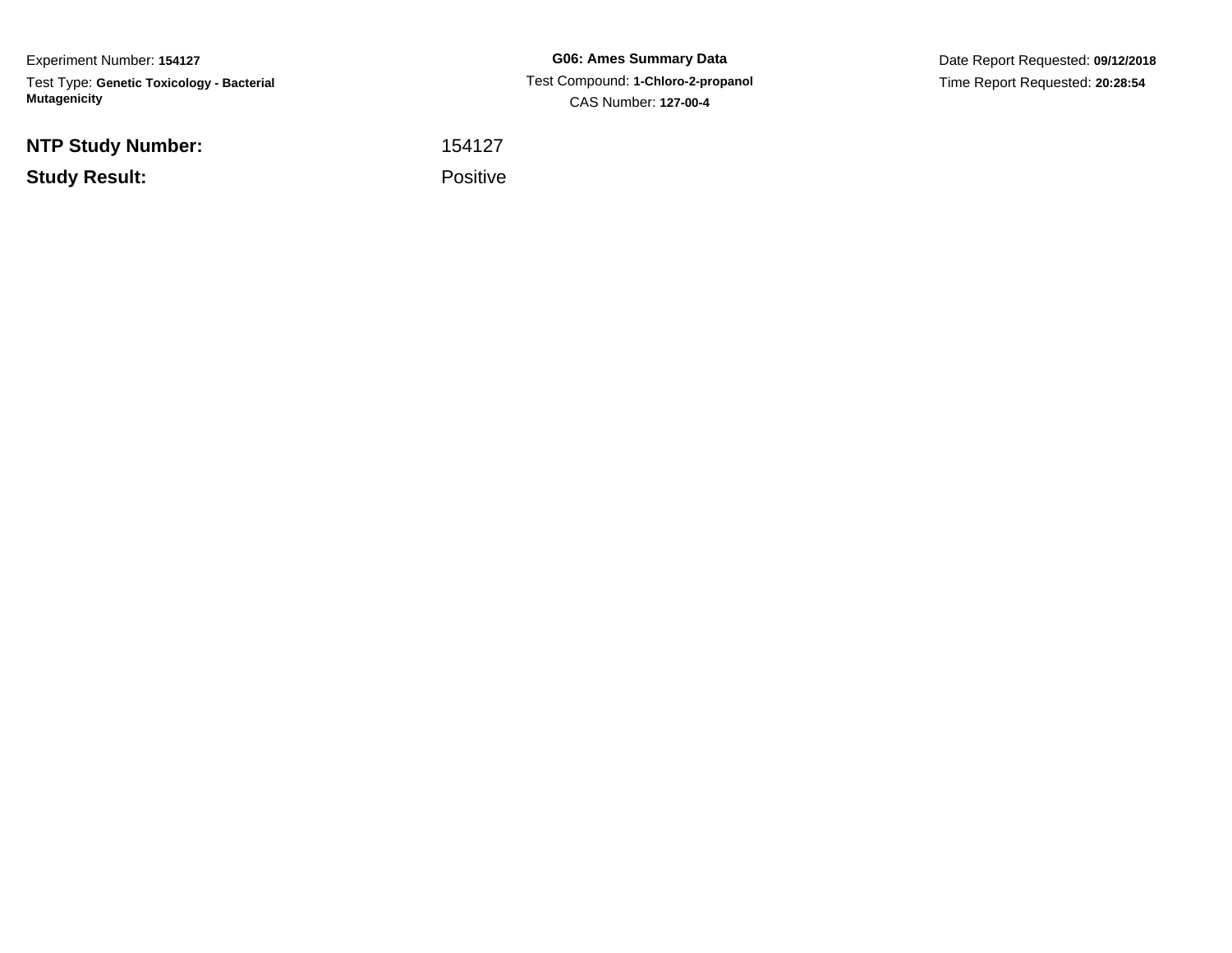Experiment Number: **154127**

Test Type: **Genetic Toxicology - Bacterial Mutagenicity**

**G06: Ames Summary Data**

Test Compound: **1-Chloro-2-propanol**

CAS Number: **127-00-4**

Date Report Requested: **09/12/2018**

Time Report Requested: **20:28:54**

**NTP Study Number:** 154127

**Study Result:** Positive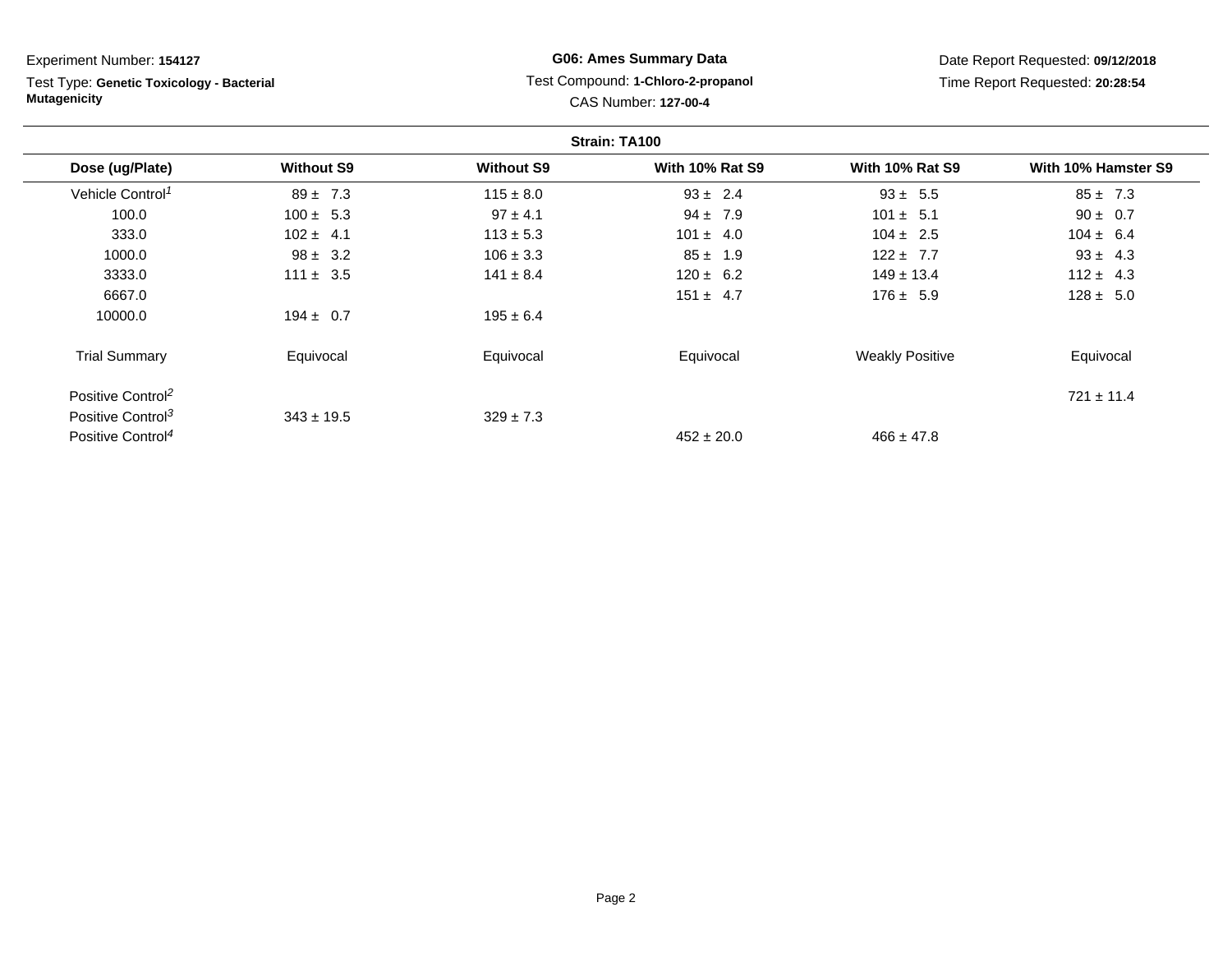Experiment Number: **154127**

Test Type: **Genetic Toxicology - Bacterial Mutagenicity**

**G06: Ames Summary Data**

Test Compound: **1-Chloro-2-propanol**

CAS Number: **127-00-4**

Date Report Requested: **09/12/2018**

Time Report Requested: **20:28:54**

**Strain: TA100**

| Dose (ug/Plate) | Without S9 | Without S9 | With 10% Rat S9 | With 10% Rat S9 | With 10% Hamster S9 |
|---|---|---|---|---|---|
| Vehicle Control[1] | 89 ± 7.3 | 115 ± 8.0 | 93 ± 2.4 | 93 ± 5.5 | 85 ± 7.3 |
| 100.0 | 100 ± 5.3 | 97 ± 4.1 | 94 ± 7.9 | 101 ± 5.1 | 90 ± 0.7 |
| 333.0 | 102 ± 4.1 | 113 ± 5.3 | 101 ± 4.0 | 104 ± 2.5 | 104 ± 6.4 |
| 1000.0 | 98 ± 3.2 | 106 ± 3.3 | 85 ± 1.9 | 122 ± 7.7 | 93 ± 4.3 |
| 3333.0 | 111 ± 3.5 | 141 ± 8.4 | 120 ± 6.2 | 149 ± 13.4 | 112 ± 4.3 |
| 6667.0 | | | 151 ± 4.7 | 176 ± 5.9 | 128 ± 5.0 |
| 10000.0 | 194 ± 0.7 | 195 ± 6.4 | | | |
| Trial Summary | Equivocal | Equivocal | Equivocal | Weakly Positive | Equivocal |
| Positive Control[2] | | | | | 721 ± 11.4 |
| Positive Control[3] | 343 ± 19.5 | 329 ± 7.3 | | | |
| Positive Control[4] | | | 452 ± 20.0 | 466 ± 47.8 | |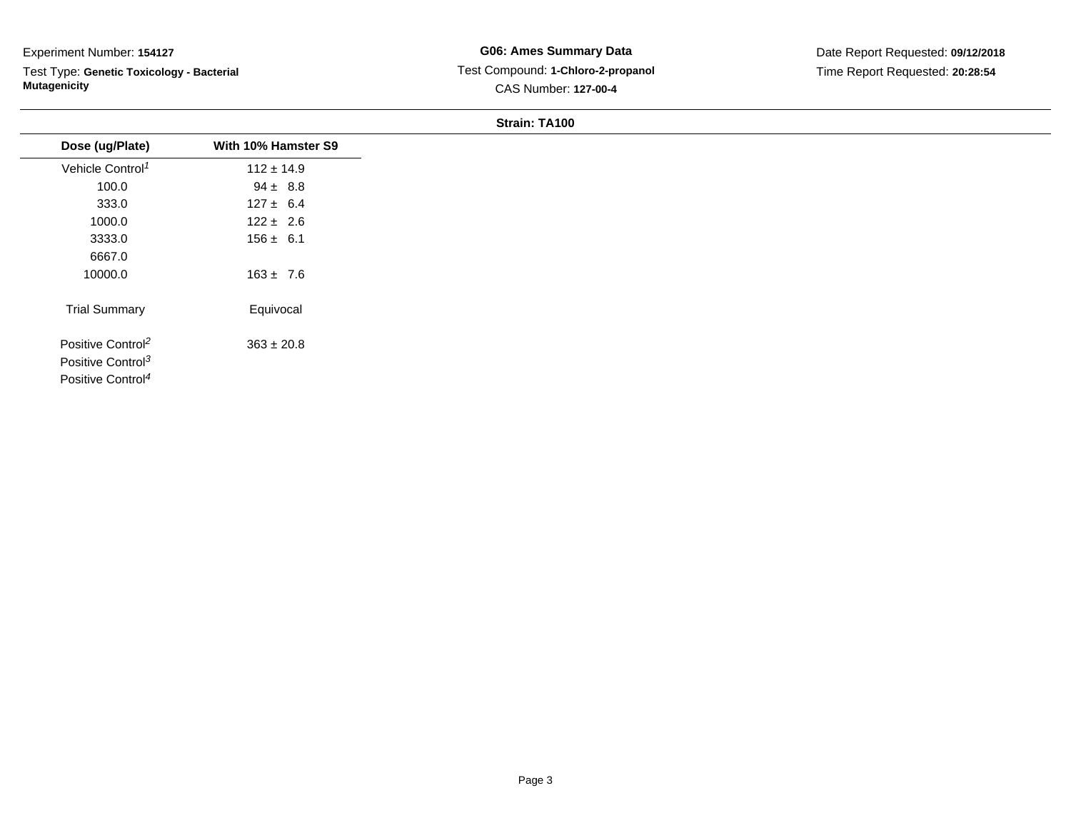Experiment Number: **154127**

Test Type: **Genetic Toxicology - Bacterial Mutagenicity**

**G06: Ames Summary Data**

Test Compound: **1-Chloro-2-propanol**

CAS Number: **127-00-4**

Date Report Requested: **09/12/2018**

Time Report Requested: **20:28:54**

**Strain: TA100**

| Dose (ug/Plate) | With 10% Hamster S9 |
|---|---|
| Vehicle Control[1] | 112 ± 14.9 |
| 100.0 | 94 ± 8.8 |
| 333.0 | 127 ± 6.4 |
| 1000.0 | 122 ± 2.6 |
| 3333.0 | 156 ± 6.1 |
| 6667.0 | |
| 10000.0 | 163 ± 7.6 |
| Trial Summary | Equivocal |
| Positive Control[2] | 363 ± 20.8 |
| Positive Control[3] | |
| Positive Control[4] | |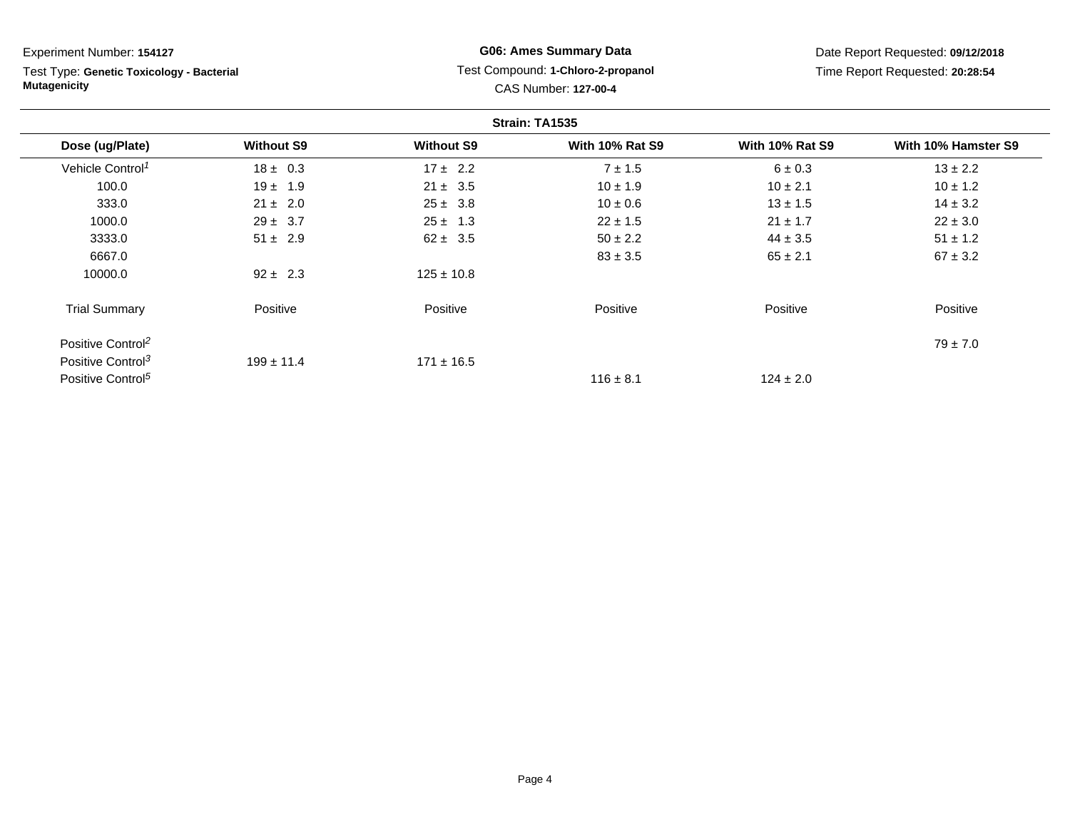Experiment Number: **154127**

Test Type: **Genetic Toxicology - Bacterial Mutagenicity**

**G06: Ames Summary Data**

Test Compound: **1-Chloro-2-propanol**

CAS Number: **127-00-4**

Date Report Requested: **09/12/2018**

Time Report Requested: **20:28:54**

**Strain: TA1535**

| Dose (ug/Plate) | Without S9 | Without S9 | With 10% Rat S9 | With 10% Rat S9 | With 10% Hamster S9 |
|---|---|---|---|---|---|
| Vehicle Control[1] | 18 ± 0.3 | 17 ± 2.2 | 7 ± 1.5 | 6 ± 0.3 | 13 ± 2.2 |
| 100.0 | 19 ± 1.9 | 21 ± 3.5 | 10 ± 1.9 | 10 ± 2.1 | 10 ± 1.2 |
| 333.0 | 21 ± 2.0 | 25 ± 3.8 | 10 ± 0.6 | 13 ± 1.5 | 14 ± 3.2 |
| 1000.0 | 29 ± 3.7 | 25 ± 1.3 | 22 ± 1.5 | 21 ± 1.7 | 22 ± 3.0 |
| 3333.0 | 51 ± 2.9 | 62 ± 3.5 | 50 ± 2.2 | 44 ± 3.5 | 51 ± 1.2 |
| 6667.0 | | | 83 ± 3.5 | 65 ± 2.1 | 67 ± 3.2 |
| 10000.0 | 92 ± 2.3 | 125 ± 10.8 | | | |
| Trial Summary | Positive | Positive | Positive | Positive | Positive |
| Positive Control[2] | | | | | 79 ± 7.0 |
| Positive Control[3] | 199 ± 11.4 | 171 ± 16.5 | | | |
| Positive Control[5] | | | 116 ± 8.1 | 124 ± 2.0 | |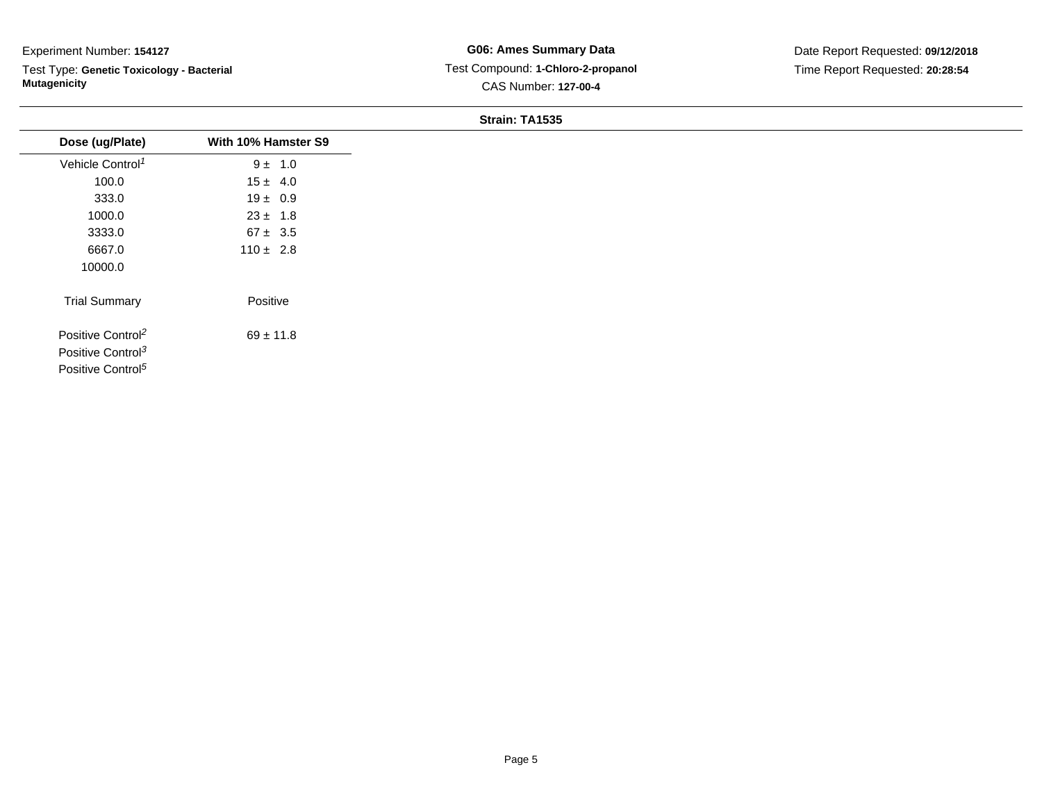Experiment Number: **154127**

Test Type: **Genetic Toxicology - Bacterial Mutagenicity**

**G06: Ames Summary Data**

Test Compound: **1-Chloro-2-propanol**

CAS Number: **127-00-4**

Date Report Requested: **09/12/2018**

Time Report Requested: **20:28:54**

**Strain: TA1535**

| Dose (ug/Plate) | With 10% Hamster S9 |
|---|---|
| Vehicle Control[1] | 9 ± 1.0 |
| 100.0 | 15 ± 4.0 |
| 333.0 | 19 ± 0.9 |
| 1000.0 | 23 ± 1.8 |
| 3333.0 | 67 ± 3.5 |
| 6667.0 | 110 ± 2.8 |
| 10000.0 | |
| Trial Summary | Positive |
| Positive Control[2] | 69 ± 11.8 |
| Positive Control[3] | |
| Positive Control[5] | |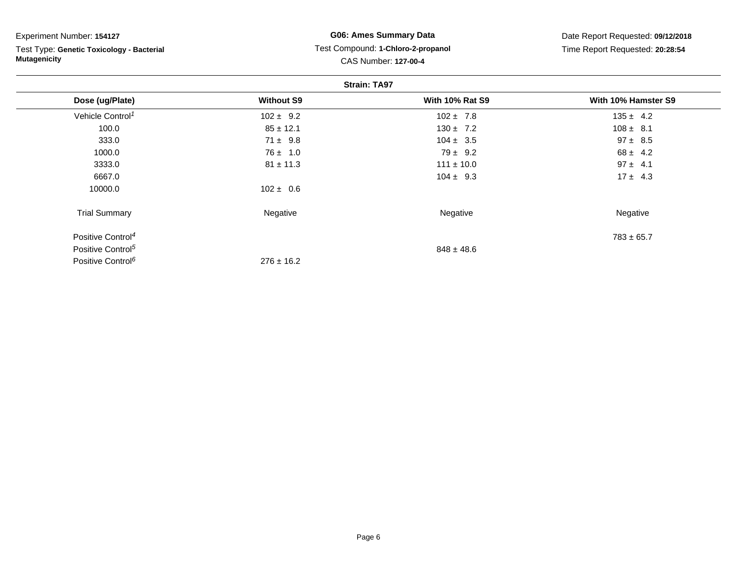Experiment Number: **154127**

Test Type: **Genetic Toxicology - Bacterial Mutagenicity**

**G06: Ames Summary Data**

Test Compound: **1-Chloro-2-propanol**

CAS Number: **127-00-4**

Date Report Requested: **09/12/2018**

Time Report Requested: **20:28:54**

**Strain: TA97**

| Dose (ug/Plate) | Without S9 | With 10% Rat S9 | With 10% Hamster S9 |
|---|---|---|---|
| Vehicle Control[1] | 102 ± 9.2 | 102 ± 7.8 | 135 ± 4.2 |
| 100.0 | 85 ± 12.1 | 130 ± 7.2 | 108 ± 8.1 |
| 333.0 | 71 ± 9.8 | 104 ± 3.5 | 97 ± 8.5 |
| 1000.0 | 76 ± 1.0 | 79 ± 9.2 | 68 ± 4.2 |
| 3333.0 | 81 ± 11.3 | 111 ± 10.0 | 97 ± 4.1 |
| 6667.0 | | 104 ± 9.3 | 17 ± 4.3 |
| 10000.0 | 102 ± 0.6 | | |
| Trial Summary | Negative | Negative | Negative |
| Positive Control[4] | | | 783 ± 65.7 |
| Positive Control[5] | | 848 ± 48.6 | |
| Positive Control[6] | 276 ± 16.2 | | |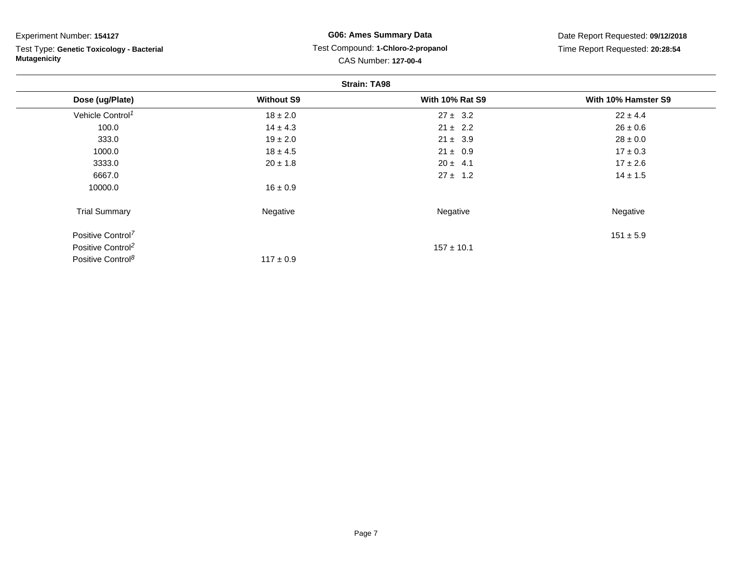Experiment Number: **154127**

Test Type: **Genetic Toxicology - Bacterial Mutagenicity**

**G06: Ames Summary Data**

Test Compound: **1-Chloro-2-propanol**

CAS Number: **127-00-4**

Date Report Requested: **09/12/2018**

Time Report Requested: **20:28:54**

**Strain: TA98**

| Dose (ug/Plate) | Without S9 | With 10% Rat S9 | With 10% Hamster S9 |
|---|---|---|---|
| Vehicle Control[1] | 18 ± 2.0 | 27 ± 3.2 | 22 ± 4.4 |
| 100.0 | 14 ± 4.3 | 21 ± 2.2 | 26 ± 0.6 |
| 333.0 | 19 ± 2.0 | 21 ± 3.9 | 28 ± 0.0 |
| 1000.0 | 18 ± 4.5 | 21 ± 0.9 | 17 ± 0.3 |
| 3333.0 | 20 ± 1.8 | 20 ± 4.1 | 17 ± 2.6 |
| 6667.0 | | 27 ± 1.2 | 14 ± 1.5 |
| 10000.0 | 16 ± 0.9 | | |
| Trial Summary | Negative | Negative | Negative |
| Positive Control[7] | | | 151 ± 5.9 |
| Positive Control[2] | | 157 ± 10.1 | |
| Positive Control[8] | 117 ± 0.9 | | |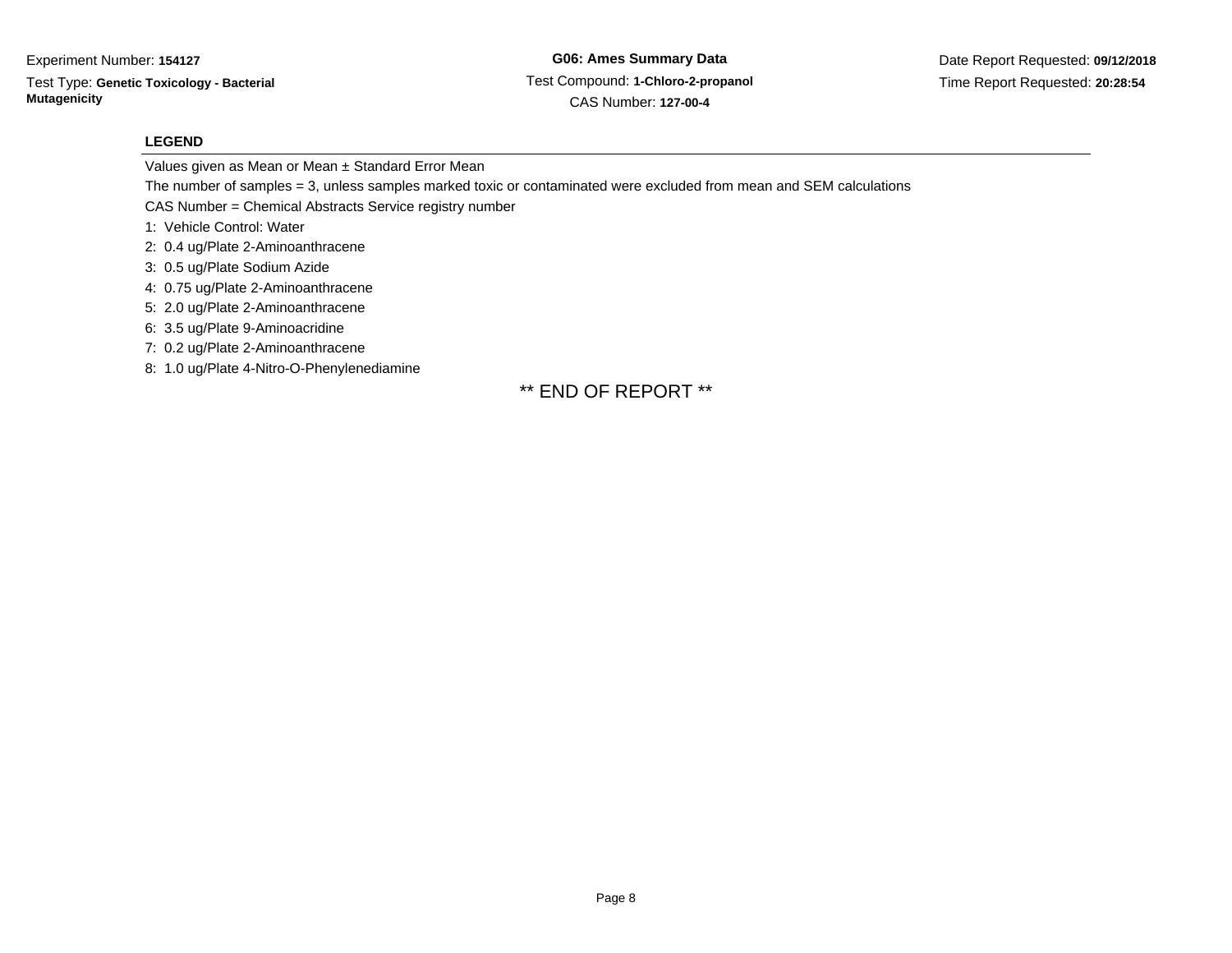Experiment Number: **154127**

Test Type: **Genetic Toxicology - Bacterial Mutagenicity**

**G06: Ames Summary Data**

Test Compound: **1-Chloro-2-propanol**

CAS Number: **127-00-4**

Date Report Requested: **09/12/2018**

Time Report Requested: **20:28:54**

**LEGEND**

Values given as Mean or Mean ± Standard Error Mean

The number of samples = 3, unless samples marked toxic or contaminated were excluded from mean and SEM calculations

CAS Number = Chemical Abstracts Service registry number

1: Vehicle Control: Water

2: 0.4 ug/Plate 2-Aminoanthracene

3: 0.5 ug/Plate Sodium Azide

4: 0.75 ug/Plate 2-Aminoanthracene

5: 2.0 ug/Plate 2-Aminoanthracene

6: 3.5 ug/Plate 9-Aminoacridine

7: 0.2 ug/Plate 2-Aminoanthracene

8: 1.0 ug/Plate 4-Nitro-O-Phenylenediamine

** END OF REPORT **